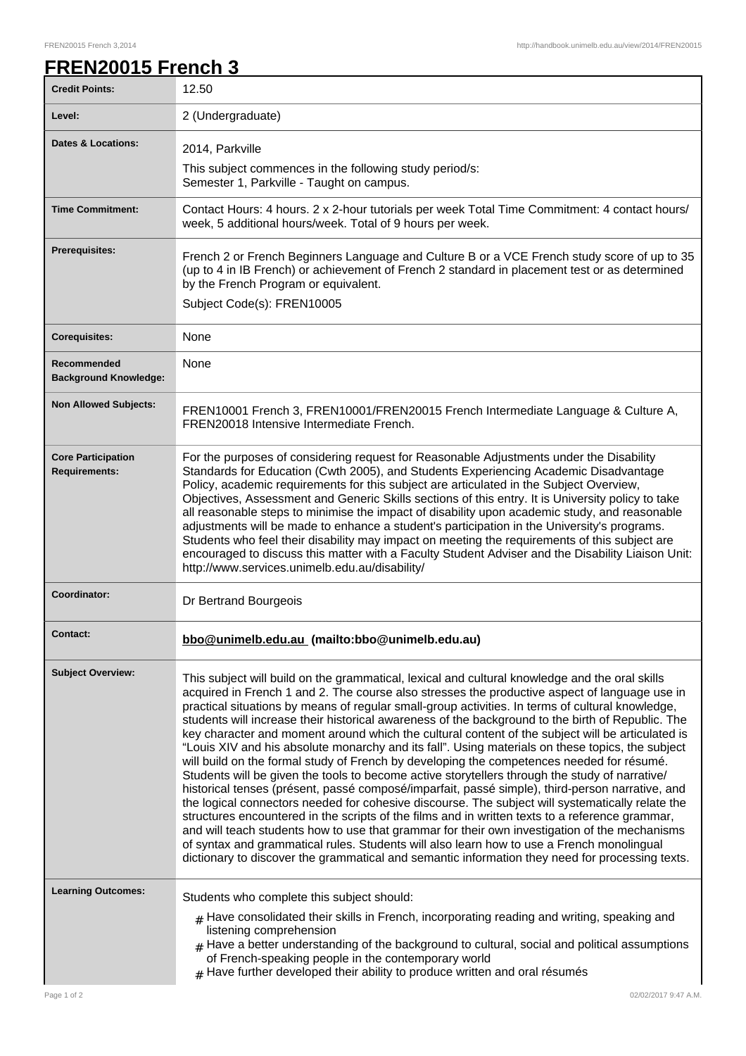# FREN20015 French 3

| | |
|---|---|
| **Credit Points:** | 12.50 |
| **Level:** | 2 (Undergraduate) |
| **Dates & Locations:** | 2014, Parkville<br>This subject commences in the following study period/s:<br>Semester 1, Parkville - Taught on campus. |
| **Time Commitment:** | Contact Hours: 4 hours. 2 x 2-hour tutorials per week Total Time Commitment: 4 contact hours/week, 5 additional hours/week. Total of 9 hours per week. |
| **Prerequisites:** | French 2 or French Beginners Language and Culture B or a VCE French study score of up to 35 (up to 4 in IB French) or achievement of French 2 standard in placement test or as determined by the French Program or equivalent.<br>Subject Code(s): FREN10005 |
| **Corequisites:** | None |
| **Recommended Background Knowledge:** | None |
| **Non Allowed Subjects:** | FREN10001 French 3, FREN10001/FREN20015 French Intermediate Language & Culture A, FREN20018 Intensive Intermediate French. |
| **Core Participation Requirements:** | For the purposes of considering request for Reasonable Adjustments under the Disability Standards for Education (Cwth 2005), and Students Experiencing Academic Disadvantage Policy, academic requirements for this subject are articulated in the Subject Overview, Objectives, Assessment and Generic Skills sections of this entry. It is University policy to take all reasonable steps to minimise the impact of disability upon academic study, and reasonable adjustments will be made to enhance a student's participation in the University's programs. Students who feel their disability may impact on meeting the requirements of this subject are encouraged to discuss this matter with a Faculty Student Adviser and the Disability Liaison Unit: http://www.services.unimelb.edu.au/disability/ |
| **Coordinator:** | Dr Bertrand Bourgeois |
| **Contact:** | **bbo@unimelb.edu.au (mailto:bbo@unimelb.edu.au)** |
| **Subject Overview:** | This subject will build on the grammatical, lexical and cultural knowledge and the oral skills acquired in French 1 and 2. The course also stresses the productive aspect of language use in practical situations by means of regular small-group activities. In terms of cultural knowledge, students will increase their historical awareness of the background to the birth of Republic. The key character and moment around which the cultural content of the subject will be articulated is "Louis XIV and his absolute monarchy and its fall". Using materials on these topics, the subject will build on the formal study of French by developing the competences needed for résumé. Students will be given the tools to become active storytellers through the study of narrative/historical tenses (présent, passé composé/imparfait, passé simple), third-person narrative, and the logical connectors needed for cohesive discourse. The subject will systematically relate the structures encountered in the scripts of the films and in written texts to a reference grammar, and will teach students how to use that grammar for their own investigation of the mechanisms of syntax and grammatical rules. Students will also learn how to use a French monolingual dictionary to discover the grammatical and semantic information they need for processing texts. |
| **Learning Outcomes:** | Students who complete this subject should:<br># Have consolidated their skills in French, incorporating reading and writing, speaking and listening comprehension<br># Have a better understanding of the background to cultural, social and political assumptions of French-speaking people in the contemporary world<br># Have further developed their ability to produce written and oral résumés |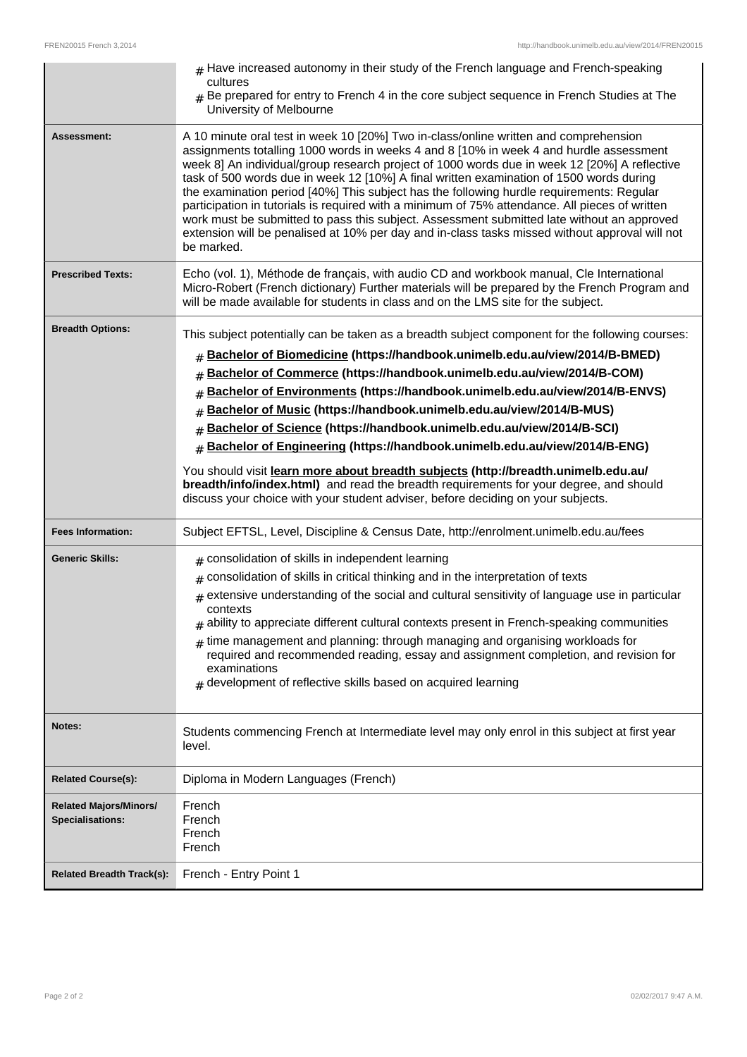| | |
|---|---|
| | # Have increased autonomy in their study of the French language and French-speaking cultures<br># Be prepared for entry to French 4 in the core subject sequence in French Studies at The University of Melbourne |
| **Assessment:** | A 10 minute oral test in week 10 [20%] Two in-class/online written and comprehension assignments totalling 1000 words in weeks 4 and 8 [10% in week 4 and hurdle assessment week 8] An individual/group research project of 1000 words due in week 12 [20%] A reflective task of 500 words due in week 12 [10%] A final written examination of 1500 words during the examination period [40%] This subject has the following hurdle requirements: Regular participation in tutorials is required with a minimum of 75% attendance. All pieces of written work must be submitted to pass this subject. Assessment submitted late without an approved extension will be penalised at 10% per day and in-class tasks missed without approval will not be marked. |
| **Prescribed Texts:** | Echo (vol. 1), Méthode de français, with audio CD and workbook manual, Cle International Micro-Robert (French dictionary) Further materials will be prepared by the French Program and will be made available for students in class and on the LMS site for the subject. |
| **Breadth Options:** | This subject potentially can be taken as a breadth subject component for the following courses:<br># **Bachelor of Biomedicine (https://handbook.unimelb.edu.au/view/2014/B-BMED)**<br># **Bachelor of Commerce (https://handbook.unimelb.edu.au/view/2014/B-COM)**<br># **Bachelor of Environments (https://handbook.unimelb.edu.au/view/2014/B-ENVS)**<br># **Bachelor of Music (https://handbook.unimelb.edu.au/view/2014/B-MUS)**<br># **Bachelor of Science (https://handbook.unimelb.edu.au/view/2014/B-SCI)**<br># **Bachelor of Engineering (https://handbook.unimelb.edu.au/view/2014/B-ENG)**<br>You should visit **learn more about breadth subjects (http://breadth.unimelb.edu.au/breadth/info/index.html)** and read the breadth requirements for your degree, and should discuss your choice with your student adviser, before deciding on your subjects. |
| **Fees Information:** | Subject EFTSL, Level, Discipline & Census Date, http://enrolment.unimelb.edu.au/fees |
| **Generic Skills:** | # consolidation of skills in independent learning<br># consolidation of skills in critical thinking and in the interpretation of texts<br># extensive understanding of the social and cultural sensitivity of language use in particular contexts<br># ability to appreciate different cultural contexts present in French-speaking communities<br># time management and planning: through managing and organising workloads for required and recommended reading, essay and assignment completion, and revision for examinations<br># development of reflective skills based on acquired learning |
| **Notes:** | Students commencing French at Intermediate level may only enrol in this subject at first year level. |
| **Related Course(s):** | Diploma in Modern Languages (French) |
| **Related Majors/Minors/ Specialisations:** | French<br>French<br>French<br>French |
| **Related Breadth Track(s):** | French - Entry Point 1 |